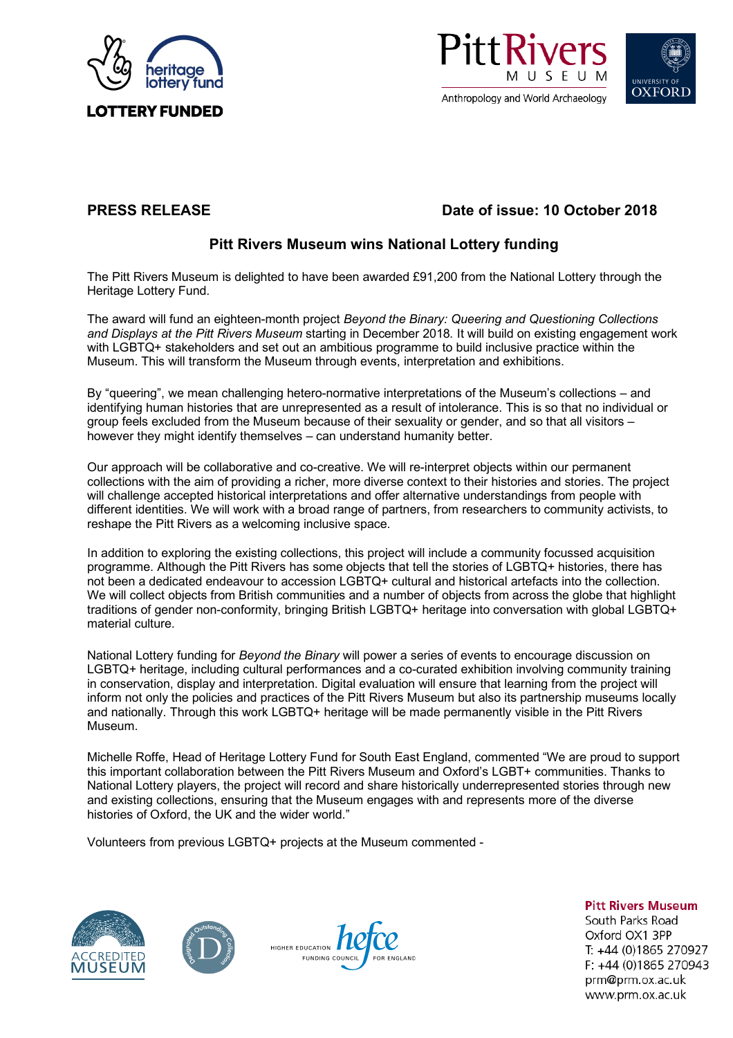**PRESS RELEASE** **Date of issue: 10 October 2018**

## Pitt Rivers Museum wins National Lottery funding

The Pitt Rivers Museum is delighted to have been awarded £91,200 from the National Lottery through the Heritage Lottery Fund.

The award will fund an eighteen-month project *Beyond the Binary: Queering and Questioning Collections and Displays at the Pitt Rivers Museum* starting in December 2018. It will build on existing engagement work with LGBTQ+ stakeholders and set out an ambitious programme to build inclusive practice within the Museum. This will transform the Museum through events, interpretation and exhibitions.

By "queering", we mean challenging hetero-normative interpretations of the Museum's collections – and identifying human histories that are unrepresented as a result of intolerance. This is so that no individual or group feels excluded from the Museum because of their sexuality or gender, and so that all visitors – however they might identify themselves – can understand humanity better.

Our approach will be collaborative and co-creative. We will re-interpret objects within our permanent collections with the aim of providing a richer, more diverse context to their histories and stories. The project will challenge accepted historical interpretations and offer alternative understandings from people with different identities. We will work with a broad range of partners, from researchers to community activists, to reshape the Pitt Rivers as a welcoming inclusive space.

In addition to exploring the existing collections, this project will include a community focussed acquisition programme. Although the Pitt Rivers has some objects that tell the stories of LGBTQ+ histories, there has not been a dedicated endeavour to accession LGBTQ+ cultural and historical artefacts into the collection. We will collect objects from British communities and a number of objects from across the globe that highlight traditions of gender non-conformity, bringing British LGBTQ+ heritage into conversation with global LGBTQ+ material culture.

National Lottery funding for *Beyond the Binary* will power a series of events to encourage discussion on LGBTQ+ heritage, including cultural performances and a co-curated exhibition involving community training in conservation, display and interpretation. Digital evaluation will ensure that learning from the project will inform not only the policies and practices of the Pitt Rivers Museum but also its partnership museums locally and nationally. Through this work LGBTQ+ heritage will be made permanently visible in the Pitt Rivers Museum.

Michelle Roffe, Head of Heritage Lottery Fund for South East England, commented "We are proud to support this important collaboration between the Pitt Rivers Museum and Oxford's LGBT+ communities. Thanks to National Lottery players, the project will record and share historically underrepresented stories through new and existing collections, ensuring that the Museum engages with and represents more of the diverse histories of Oxford, the UK and the wider world."

Volunteers from previous LGBTQ+ projects at the Museum commented -

**Pitt Rivers Museum**
South Parks Road
Oxford OX1 3PP
T: +44 (0)1865 270927
F: +44 (0)1865 270943
prm@prm.ox.ac.uk
www.prm.ox.ac.uk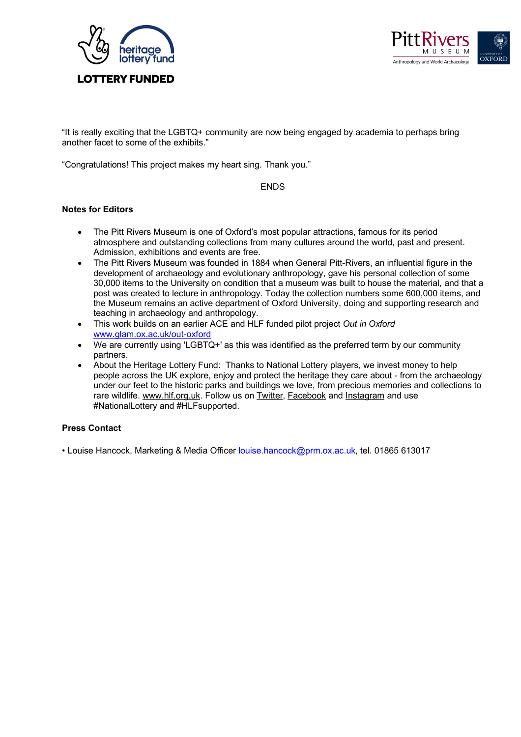"It is really exciting that the LGBTQ+ community are now being engaged by academia to perhaps bring another facet to some of the exhibits."

"Congratulations! This project makes my heart sing. Thank you."

ENDS

**Notes for Editors**

- The Pitt Rivers Museum is one of Oxford's most popular attractions, famous for its period atmosphere and outstanding collections from many cultures around the world, past and present. Admission, exhibitions and events are free.
- The Pitt Rivers Museum was founded in 1884 when General Pitt-Rivers, an influential figure in the development of archaeology and evolutionary anthropology, gave his personal collection of some 30,000 items to the University on condition that a museum was built to house the material, and that a post was created to lecture in anthropology. Today the collection numbers some 600,000 items, and the Museum remains an active department of Oxford University, doing and supporting research and teaching in archaeology and anthropology.
- This work builds on an earlier ACE and HLF funded pilot project *Out in Oxford* www.glam.ox.ac.uk/out-oxford
- We are currently using 'LGBTQ+' as this was identified as the preferred term by our community partners.
- About the Heritage Lottery Fund: Thanks to National Lottery players, we invest money to help people across the UK explore, enjoy and protect the heritage they care about - from the archaeology under our feet to the historic parks and buildings we love, from precious memories and collections to rare wildlife. www.hlf.org.uk. Follow us on Twitter, Facebook and Instagram and use #NationalLottery and #HLFsupported.

**Press Contact**

• Louise Hancock, Marketing & Media Officer louise.hancock@prm.ox.ac.uk, tel. 01865 613017